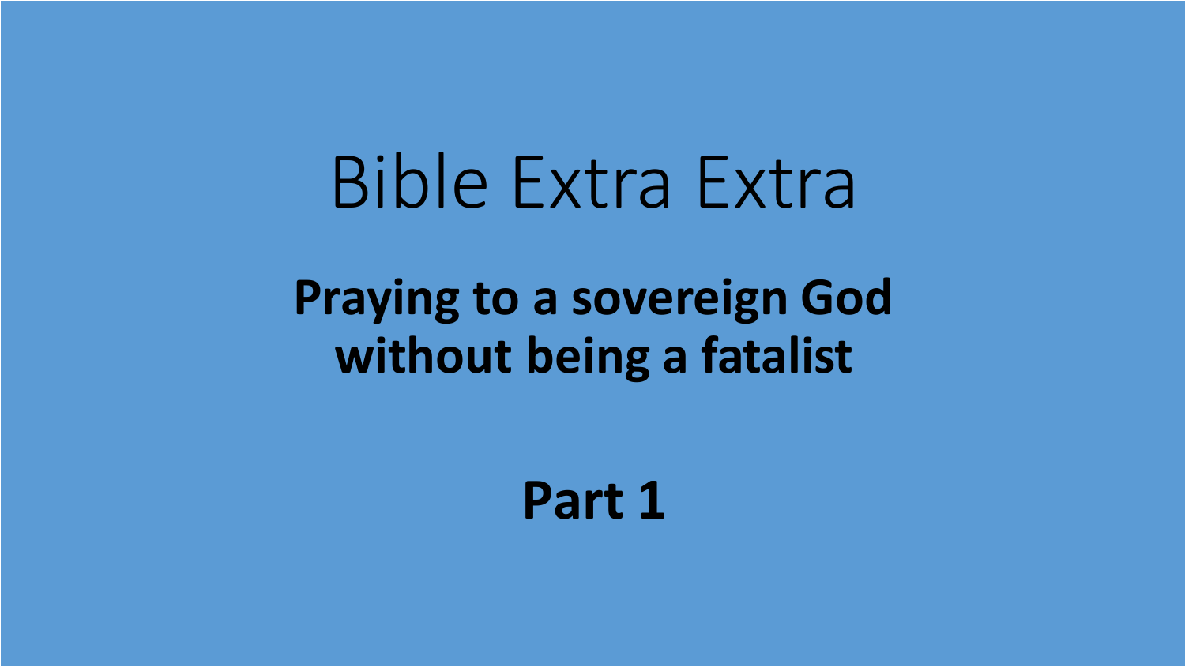# Bible Extra Extra

## Praying to a sovereign God without being a fatalist

## Part 1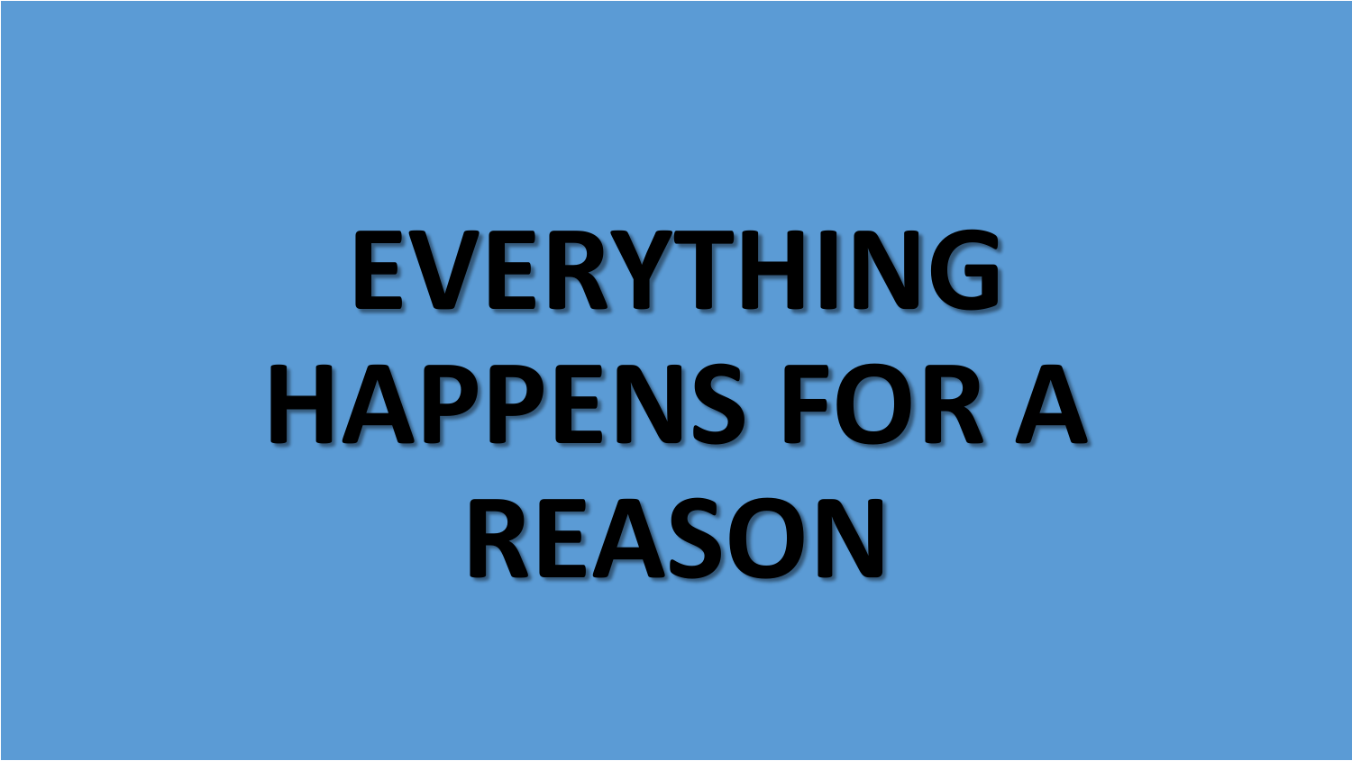# EVERYTHING HAPPENS FOR A REASON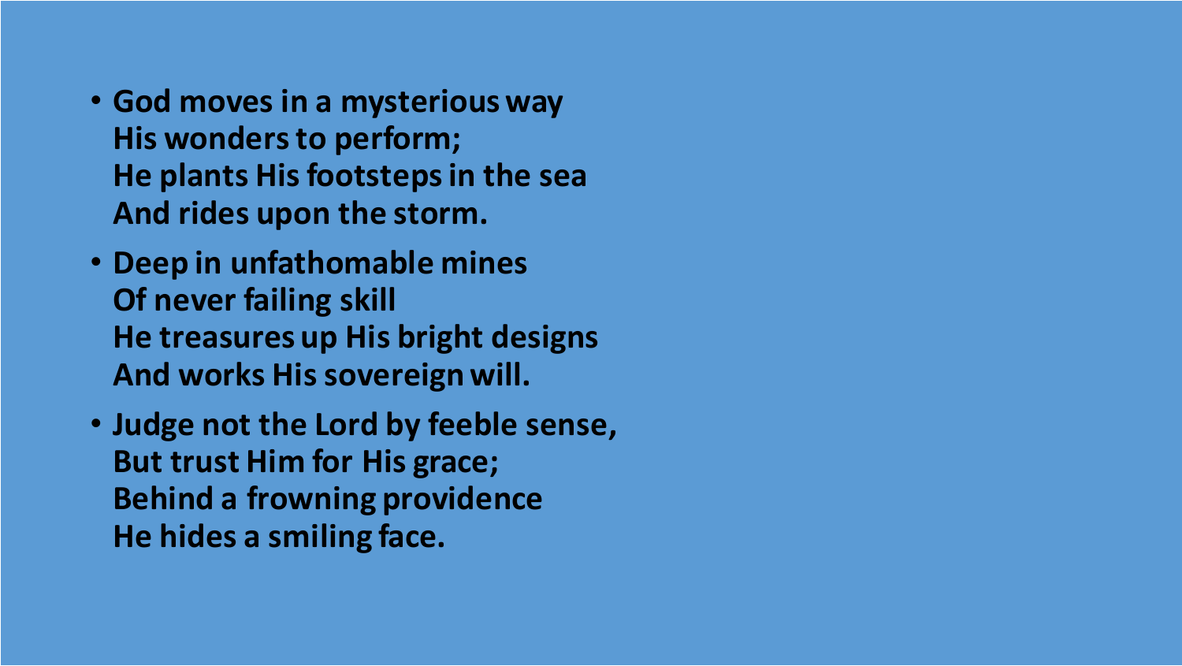- **God moves in a mysterious way**
  **His wonders to perform;**
  **He plants His footsteps in the sea**
  **And rides upon the storm.**
- **Deep in unfathomable mines**
  **Of never failing skill**
  **He treasures up His bright designs**
  **And works His sovereign will.**
- **Judge not the Lord by feeble sense,**
  **But trust Him for His grace;**
  **Behind a frowning providence**
  **He hides a smiling face.**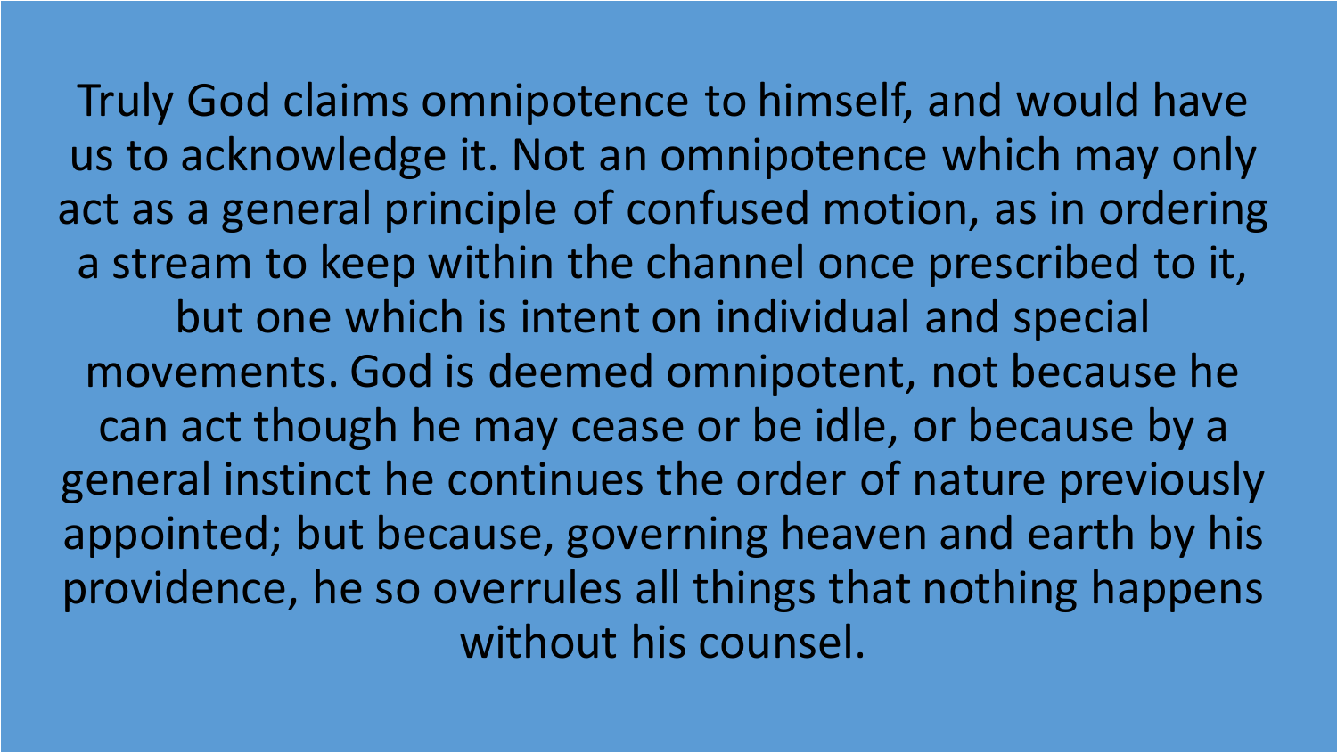Truly God claims omnipotence to himself, and would have us to acknowledge it. Not an omnipotence which may only act as a general principle of confused motion, as in ordering a stream to keep within the channel once prescribed to it, but one which is intent on individual and special movements. God is deemed omnipotent, not because he can act though he may cease or be idle, or because by a general instinct he continues the order of nature previously appointed; but because, governing heaven and earth by his providence, he so overrules all things that nothing happens without his counsel.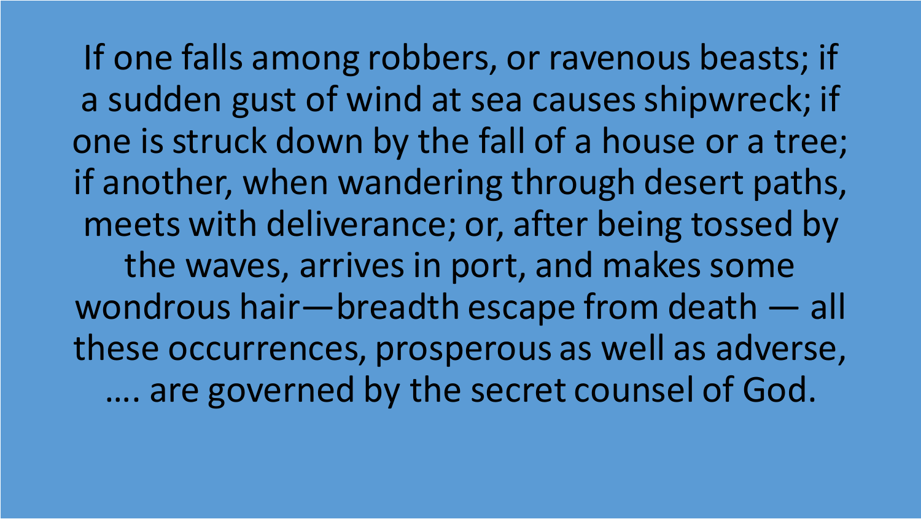If one falls among robbers, or ravenous beasts; if a sudden gust of wind at sea causes shipwreck; if one is struck down by the fall of a house or a tree; if another, when wandering through desert paths, meets with deliverance; or, after being tossed by the waves, arrives in port, and makes some wondrous hair—breadth escape from death — all these occurrences, prosperous as well as adverse, …. are governed by the secret counsel of God.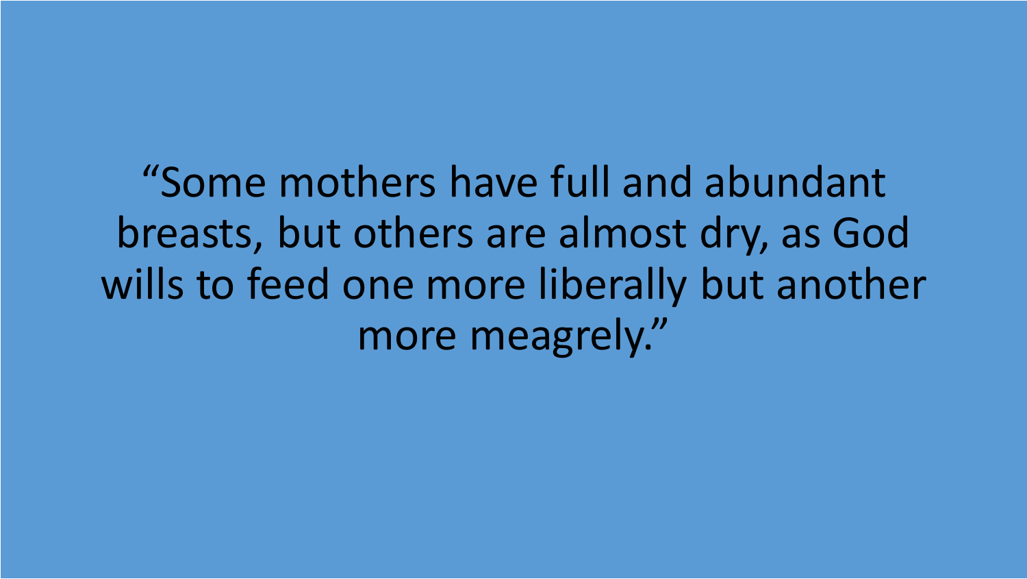“Some mothers have full and abundant breasts, but others are almost dry, as God wills to feed one more liberally but another more meagrely.”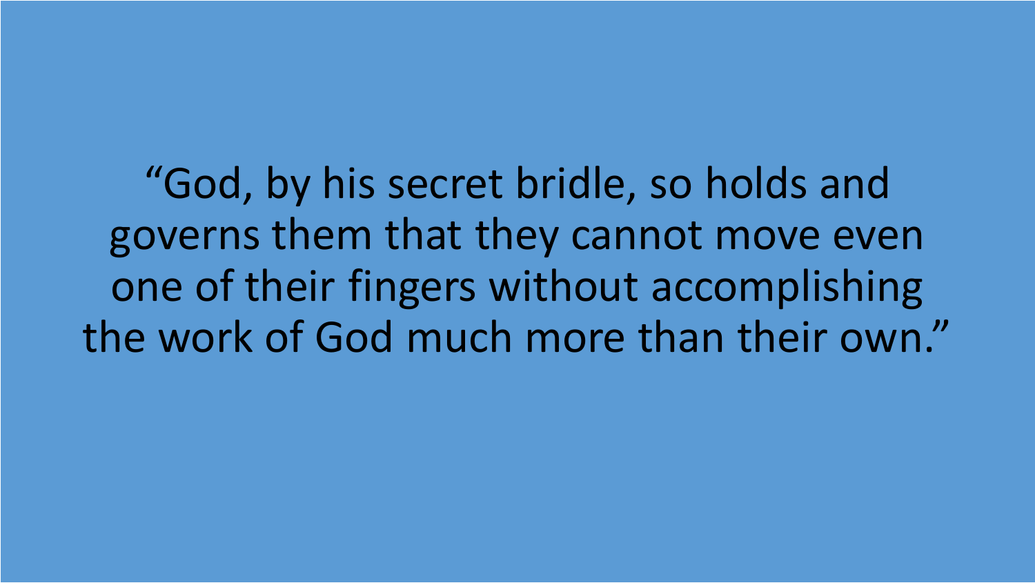"God, by his secret bridle, so holds and governs them that they cannot move even one of their fingers without accomplishing the work of God much more than their own."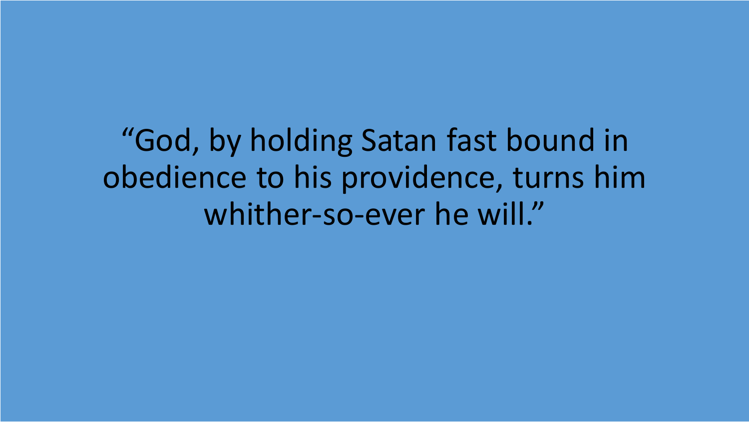"God, by holding Satan fast bound in obedience to his providence, turns him whither-so-ever he will."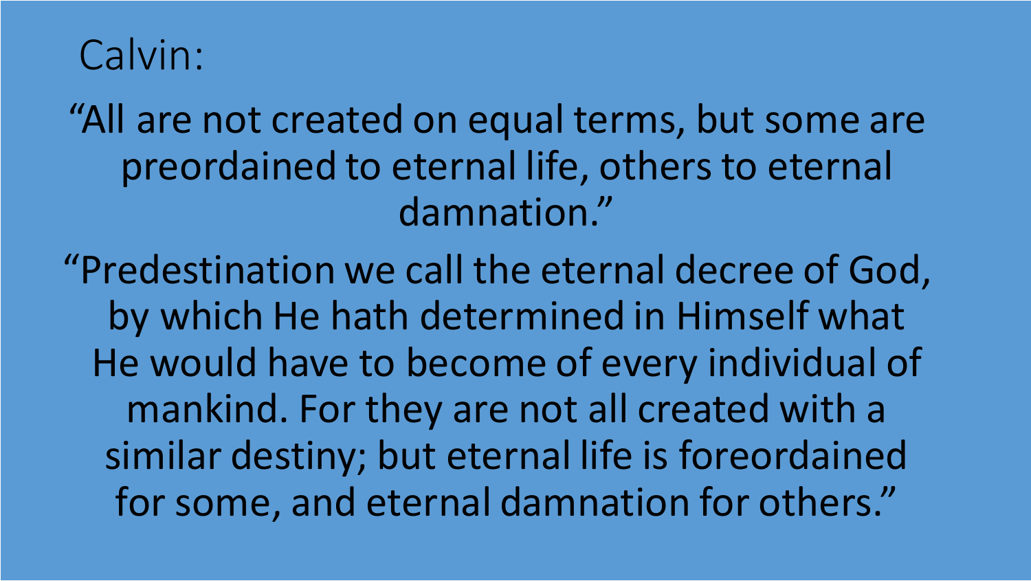# Calvin:

"All are not created on equal terms, but some are preordained to eternal life, others to eternal damnation."

"Predestination we call the eternal decree of God, by which He hath determined in Himself what He would have to become of every individual of mankind. For they are not all created with a similar destiny; but eternal life is foreordained for some, and eternal damnation for others."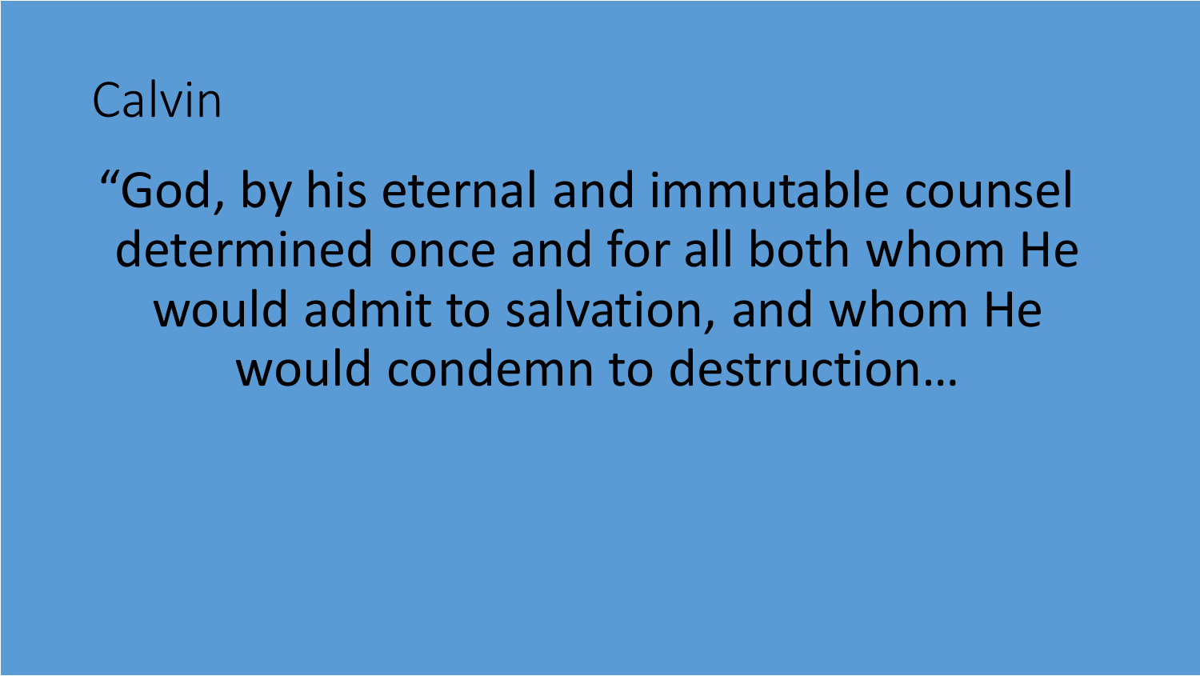# Calvin

"God, by his eternal and immutable counsel determined once and for all both whom He would admit to salvation, and whom He would condemn to destruction…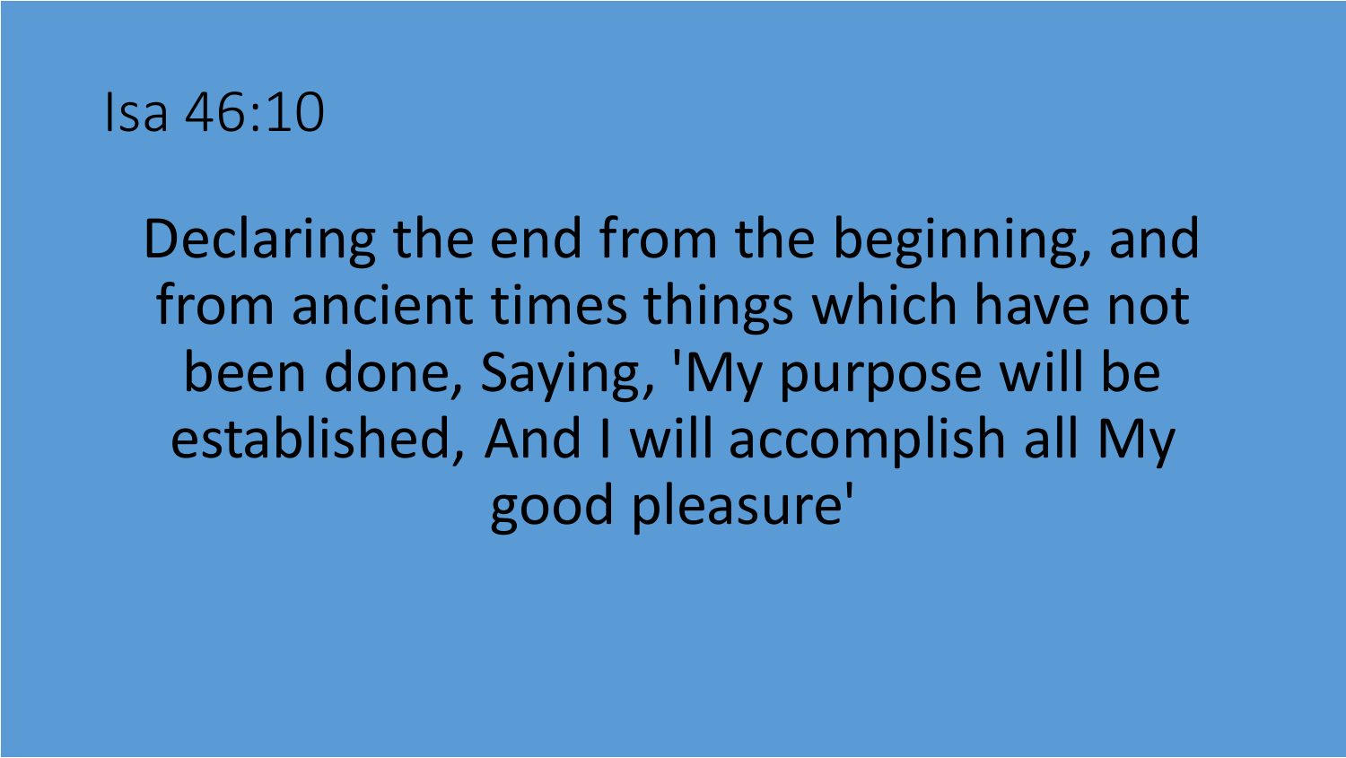# Isa 46:10

Declaring the end from the beginning, and from ancient times things which have not been done, Saying, 'My purpose will be established, And I will accomplish all My good pleasure'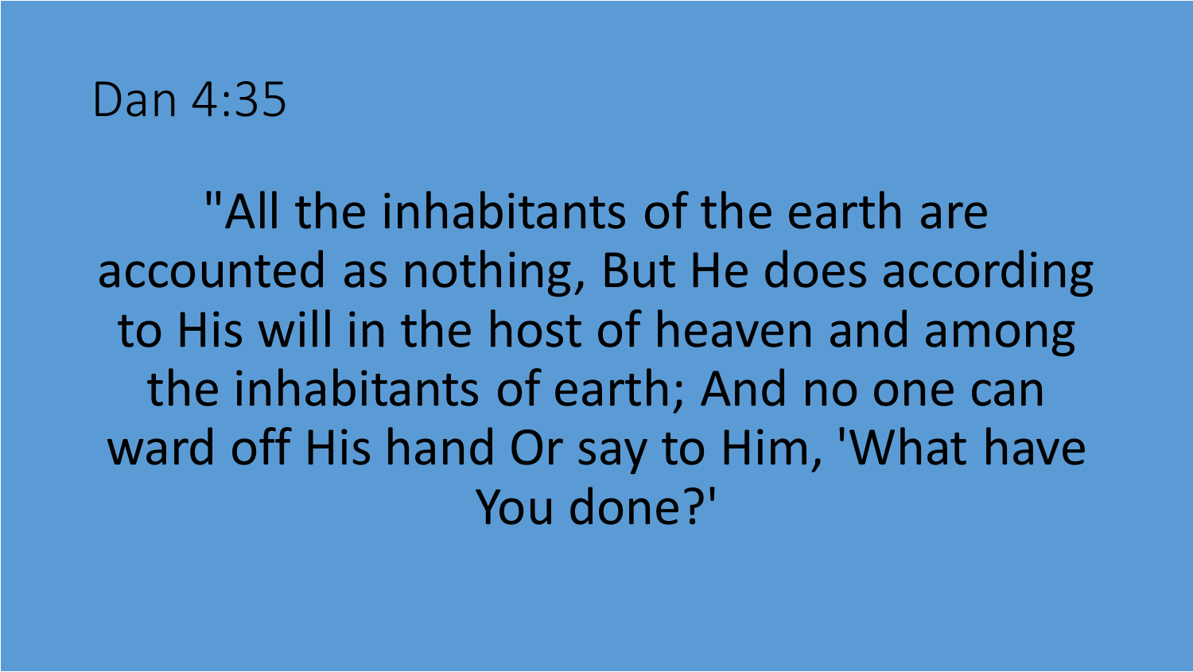# Dan 4:35

"All the inhabitants of the earth are accounted as nothing, But He does according to His will in the host of heaven and among the inhabitants of earth; And no one can ward off His hand Or say to Him, 'What have You done?'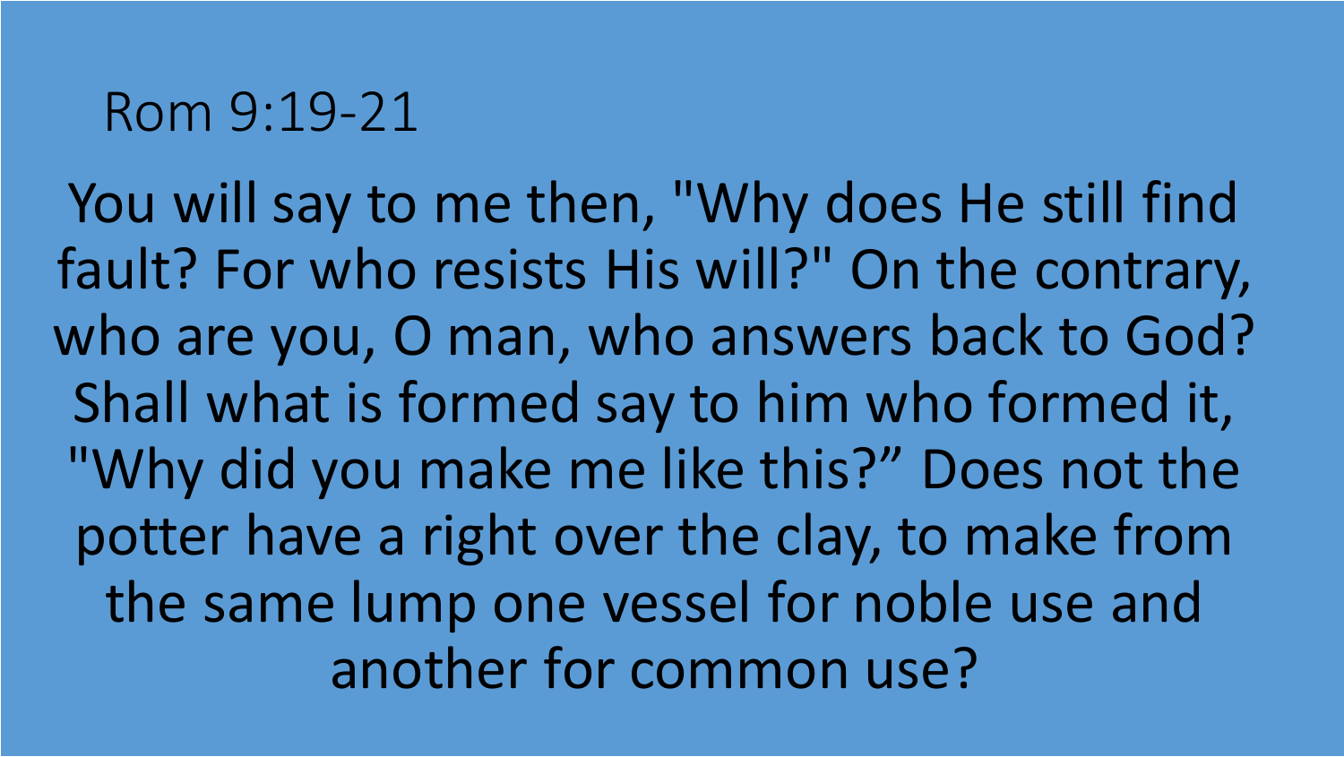## Rom 9:19-21

You will say to me then, "Why does He still find fault? For who resists His will?" On the contrary, who are you, O man, who answers back to God? Shall what is formed say to him who formed it, "Why did you make me like this?” Does not the potter have a right over the clay, to make from the same lump one vessel for noble use and another for common use?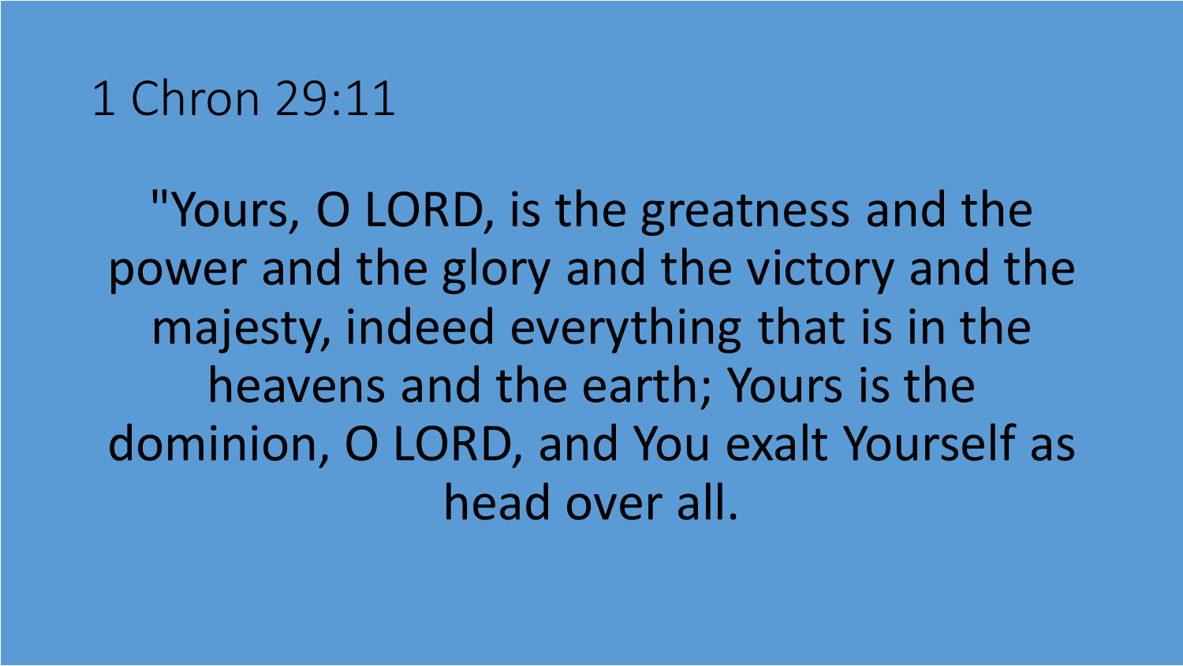# 1 Chron 29:11

"Yours, O LORD, is the greatness and the power and the glory and the victory and the majesty, indeed everything that is in the heavens and the earth; Yours is the dominion, O LORD, and You exalt Yourself as head over all.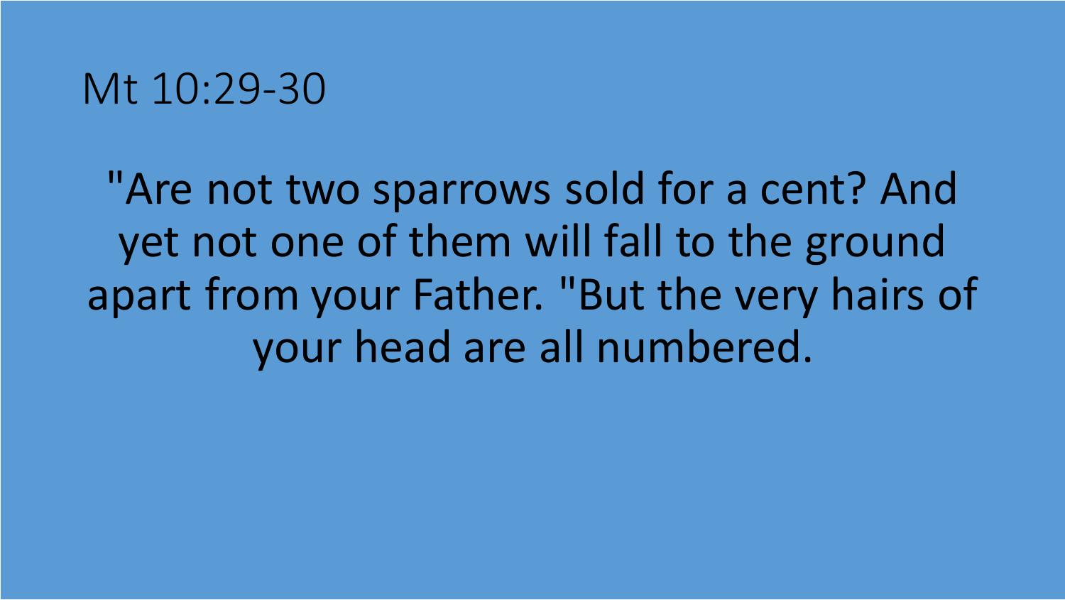# Mt 10:29-30

"Are not two sparrows sold for a cent? And yet not one of them will fall to the ground apart from your Father. "But the very hairs of your head are all numbered.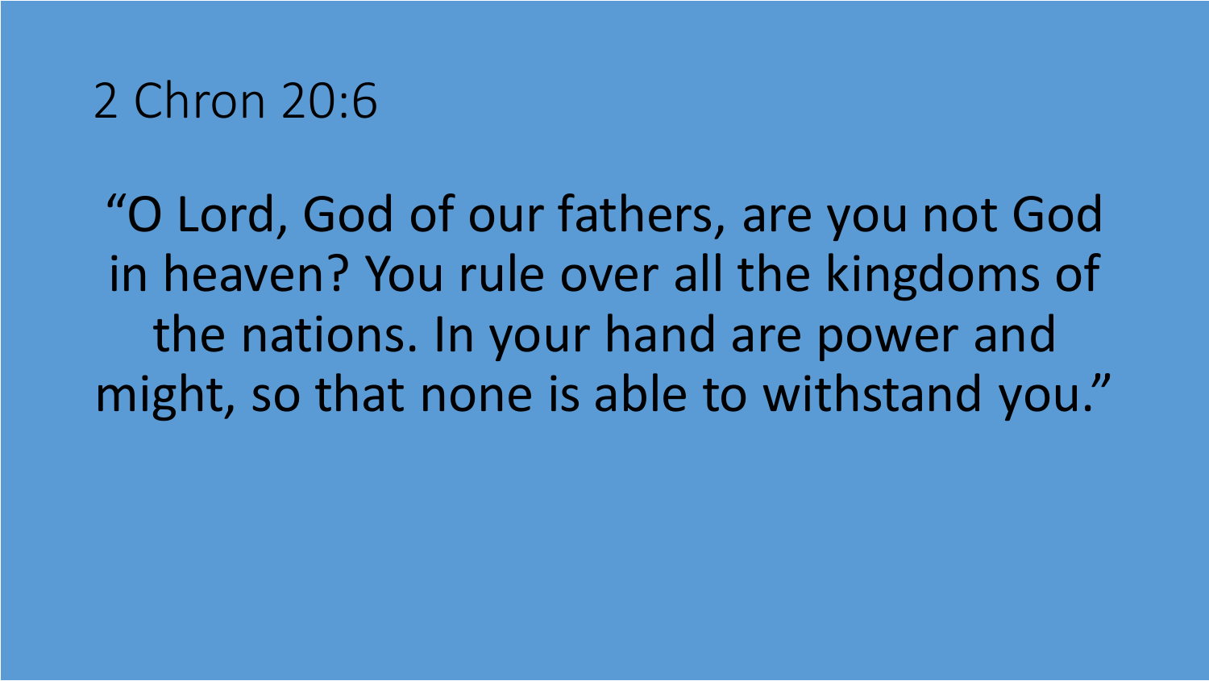# 2 Chron 20:6

“O Lord, God of our fathers, are you not God in heaven? You rule over all the kingdoms of the nations. In your hand are power and might, so that none is able to withstand you.”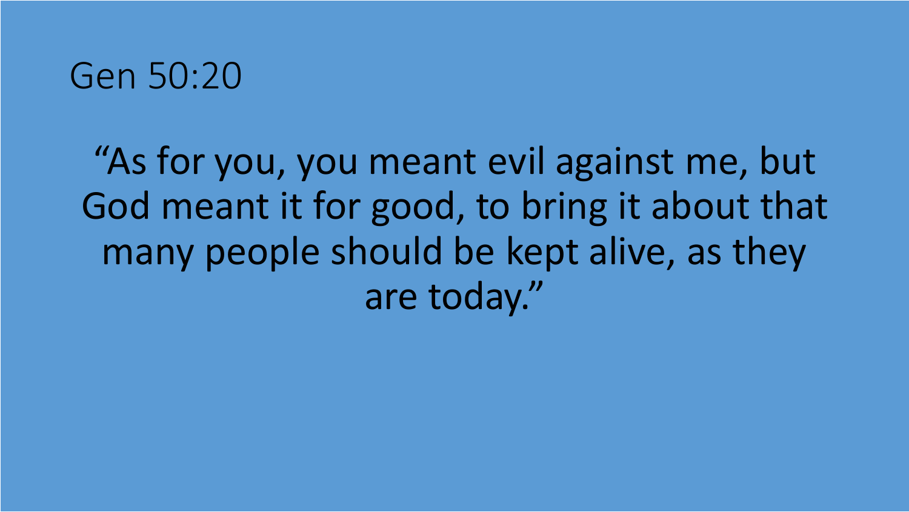# Gen 50:20

"As for you, you meant evil against me, but God meant it for good, to bring it about that many people should be kept alive, as they are today."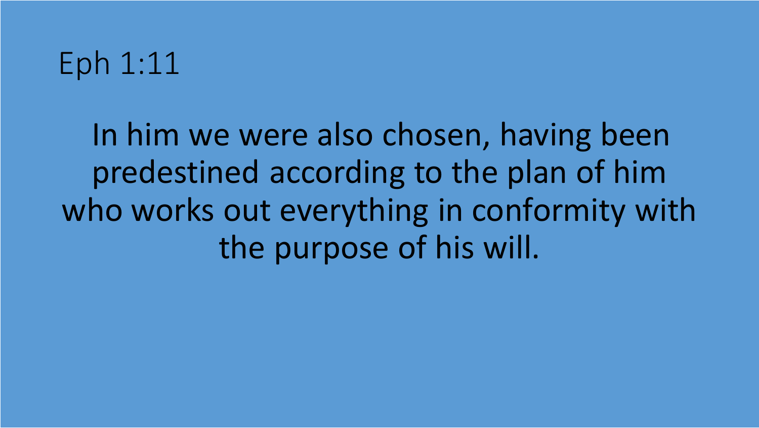# Eph 1:11

In him we were also chosen, having been predestined according to the plan of him who works out everything in conformity with the purpose of his will.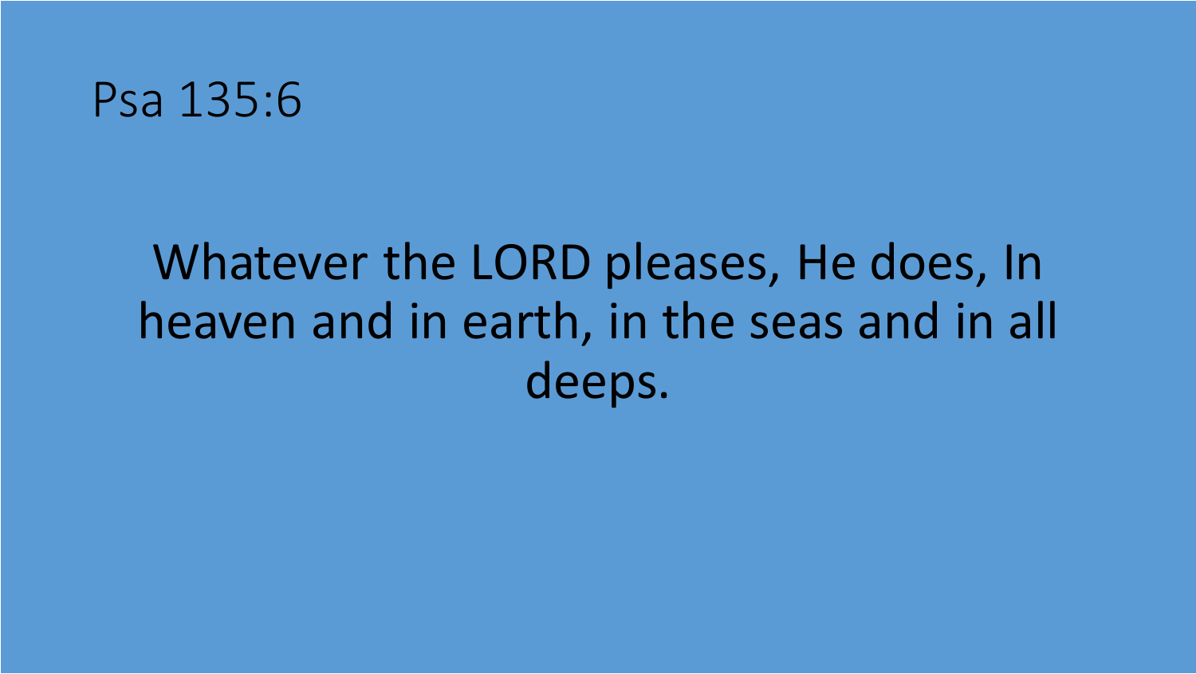# Psa 135:6

Whatever the LORD pleases, He does, In heaven and in earth, in the seas and in all deeps.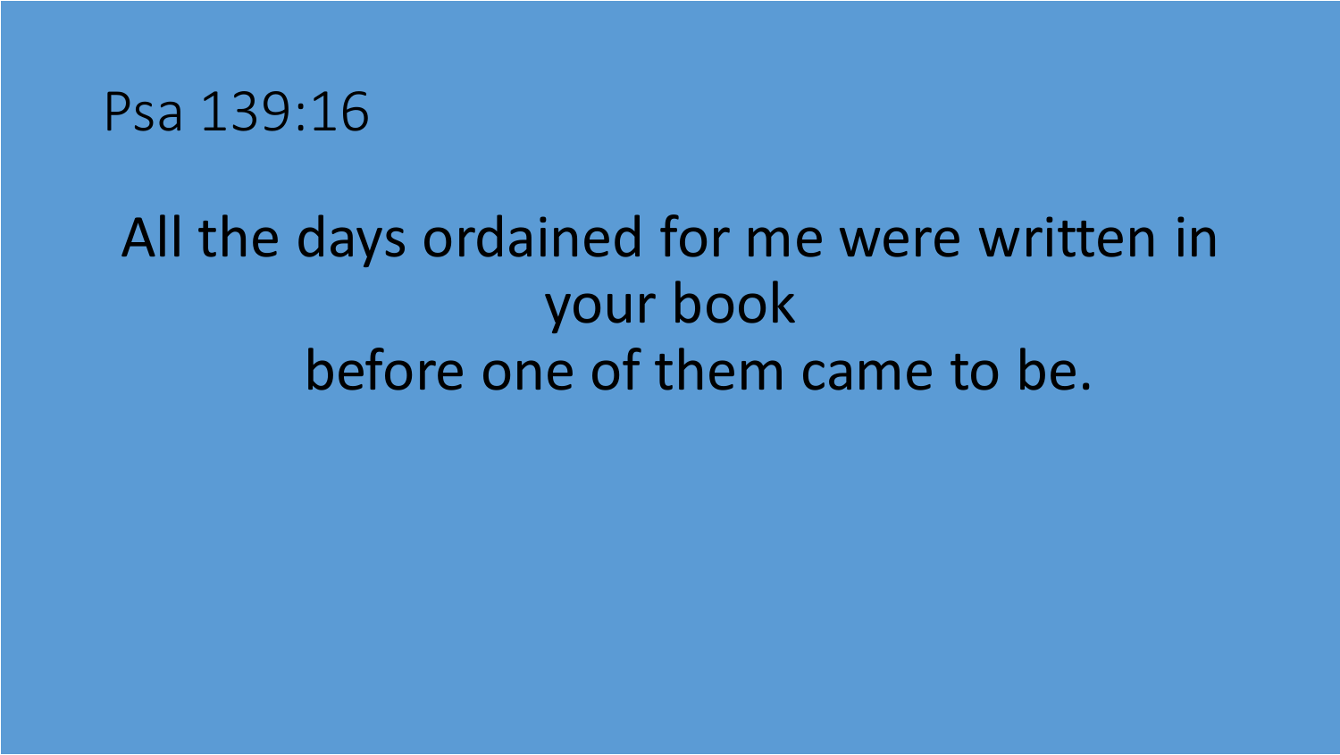# Psa 139:16

All the days ordained for me were written in your book
before one of them came to be.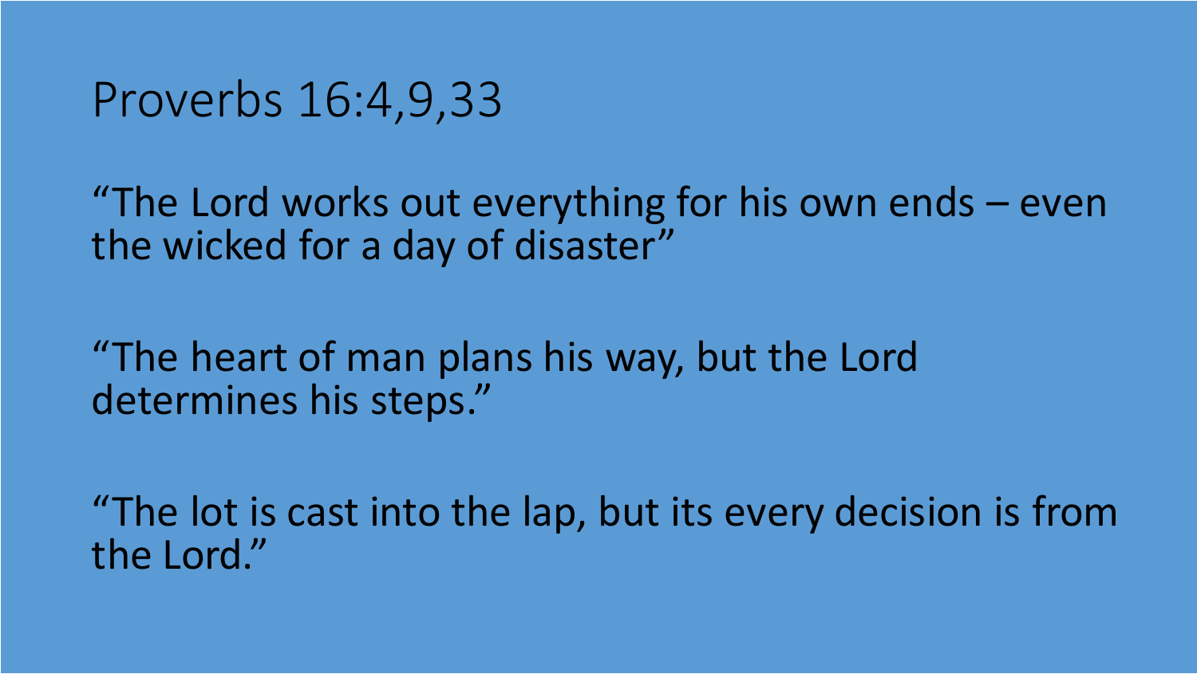# Proverbs 16:4,9,33

"The Lord works out everything for his own ends – even the wicked for a day of disaster"

"The heart of man plans his way, but the Lord determines his steps."

"The lot is cast into the lap, but its every decision is from the Lord."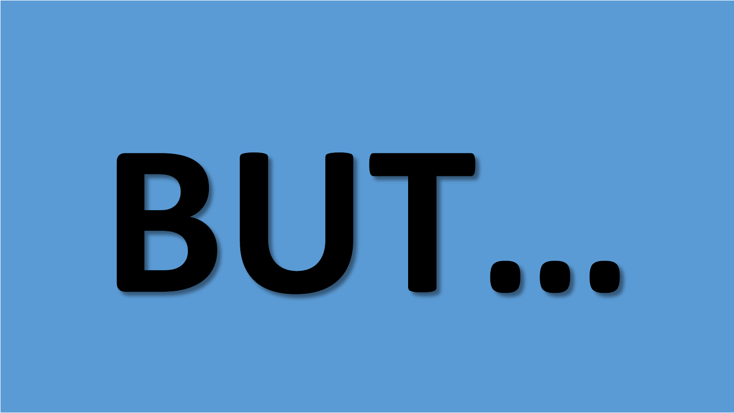# BUT...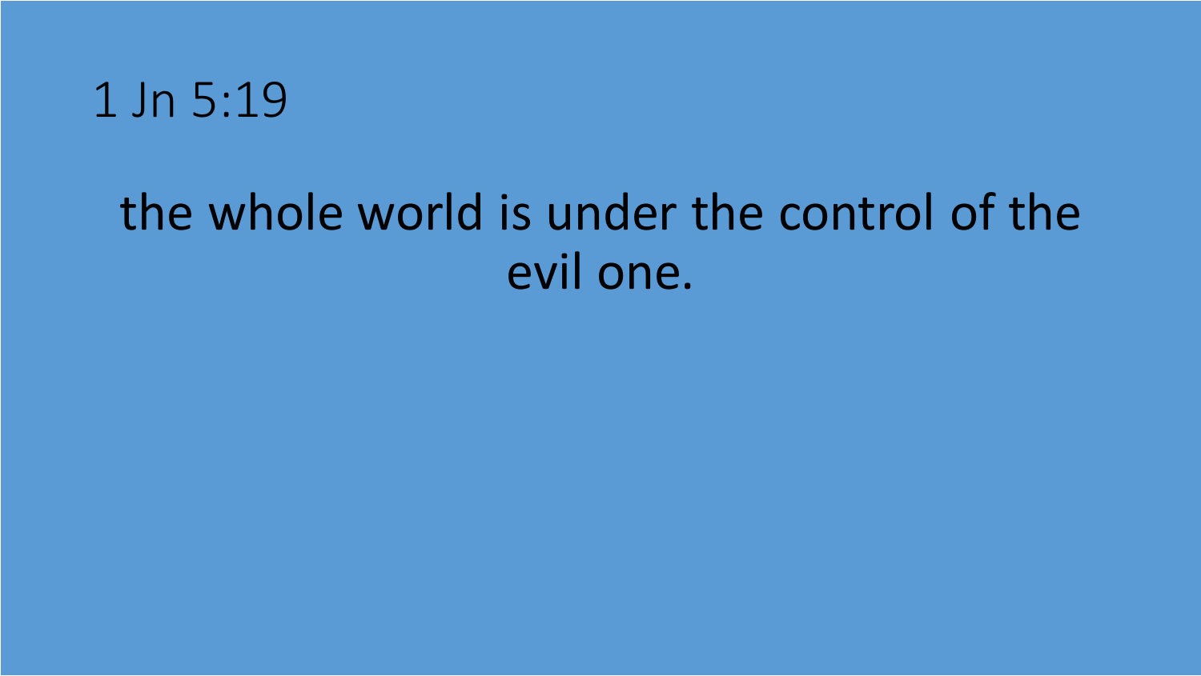# 1 Jn 5:19

the whole world is under the control of the evil one.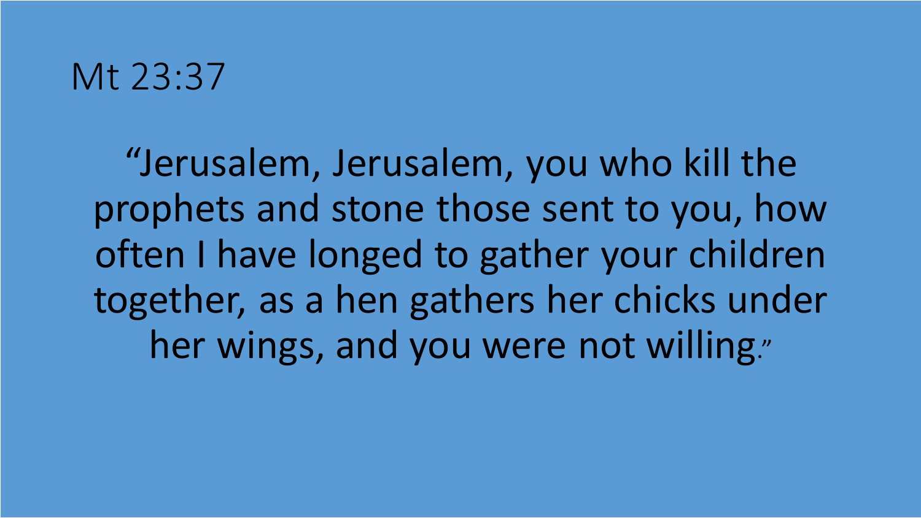# Mt 23:37

"Jerusalem, Jerusalem, you who kill the prophets and stone those sent to you, how often I have longed to gather your children together, as a hen gathers her chicks under her wings, and you were not willing."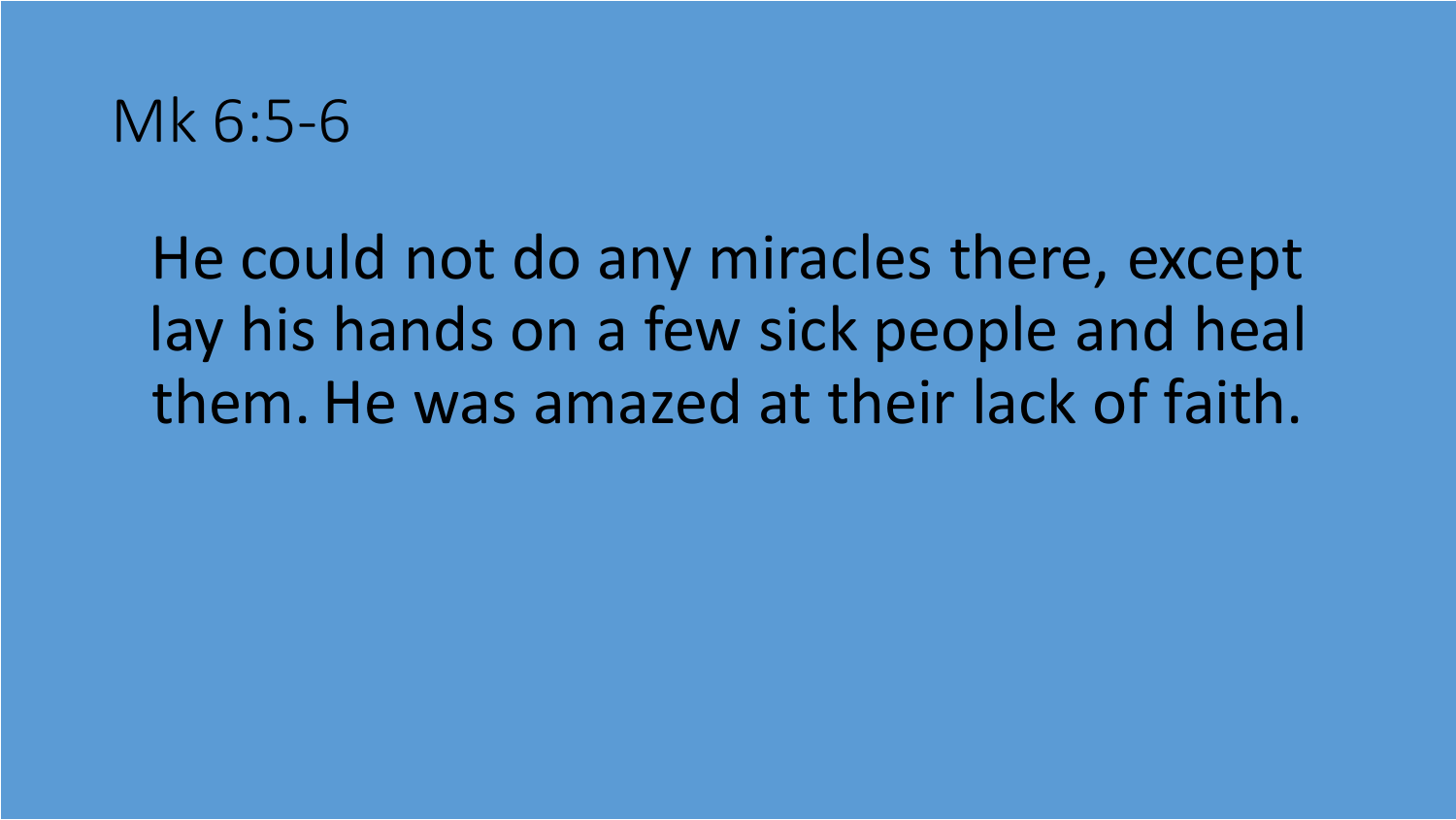# Mk 6:5-6

He could not do any miracles there, except lay his hands on a few sick people and heal them. He was amazed at their lack of faith.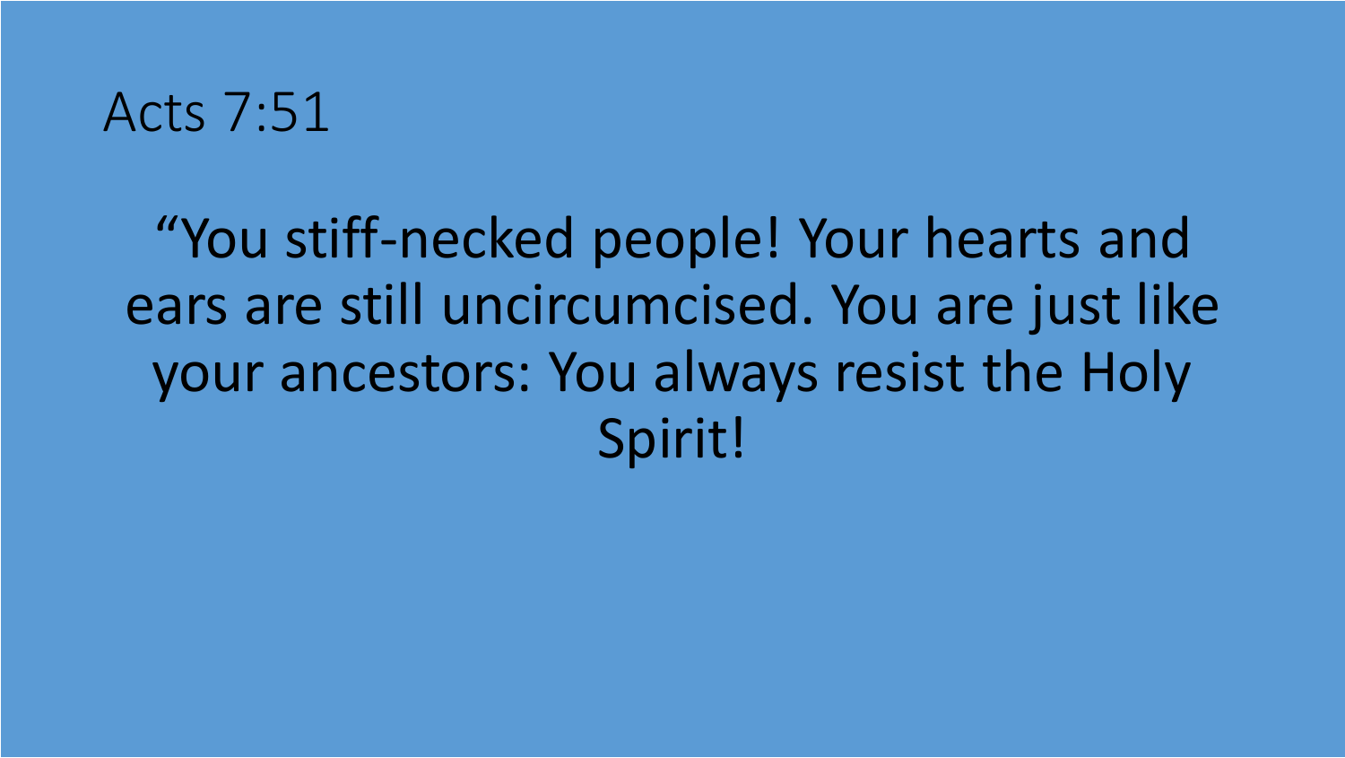# Acts 7:51

“You stiff-necked people! Your hearts and ears are still uncircumcised. You are just like your ancestors: You always resist the Holy Spirit!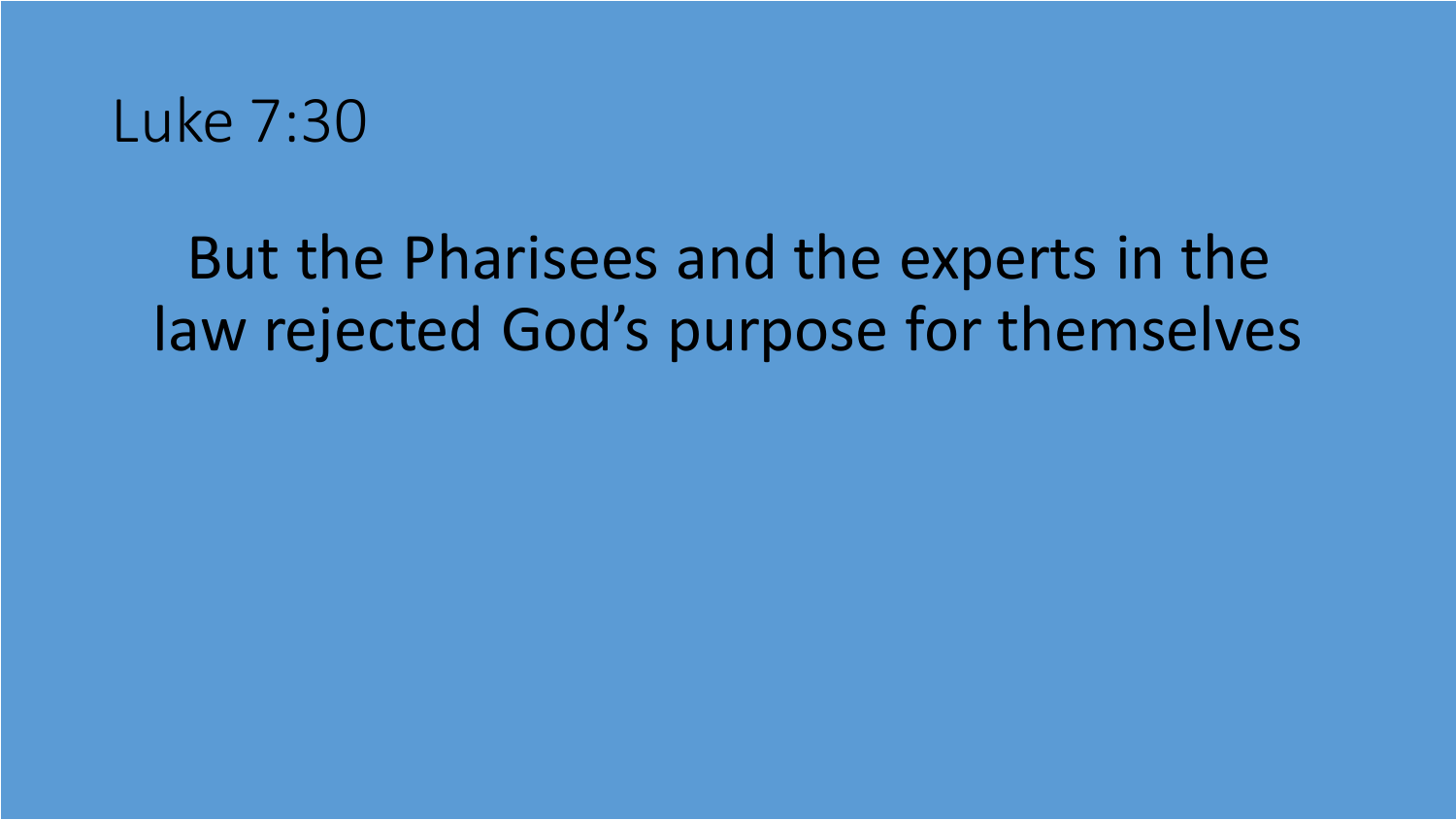# Luke 7:30

But the Pharisees and the experts in the law rejected God's purpose for themselves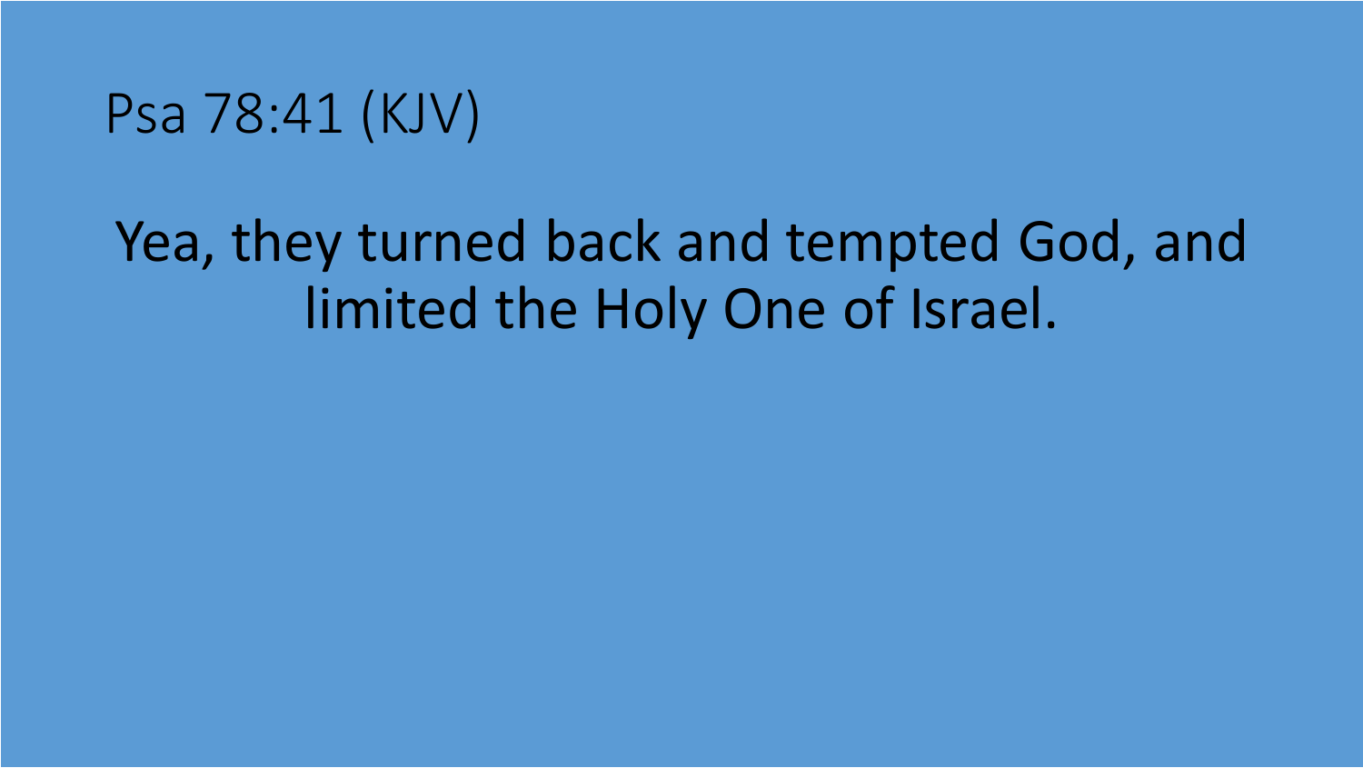# Psa 78:41 (KJV)

Yea, they turned back and tempted God, and limited the Holy One of Israel.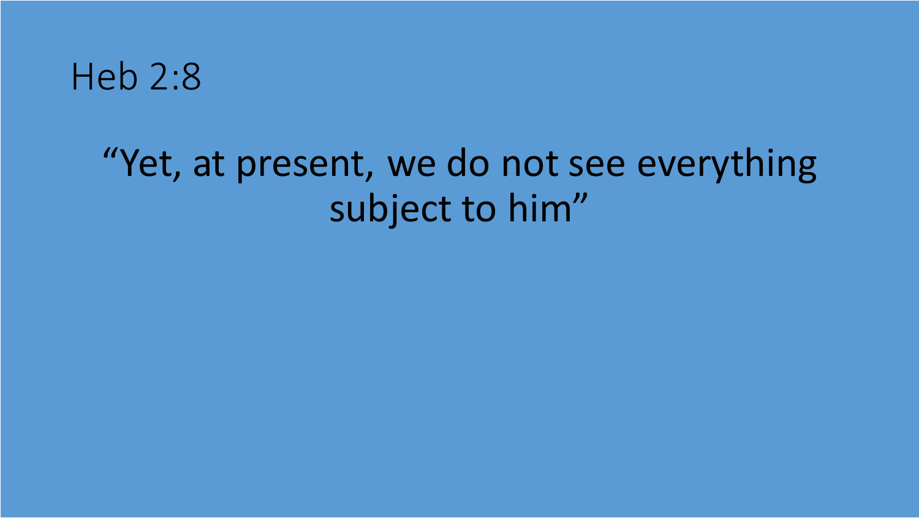# Heb 2:8

"Yet, at present, we do not see everything subject to him"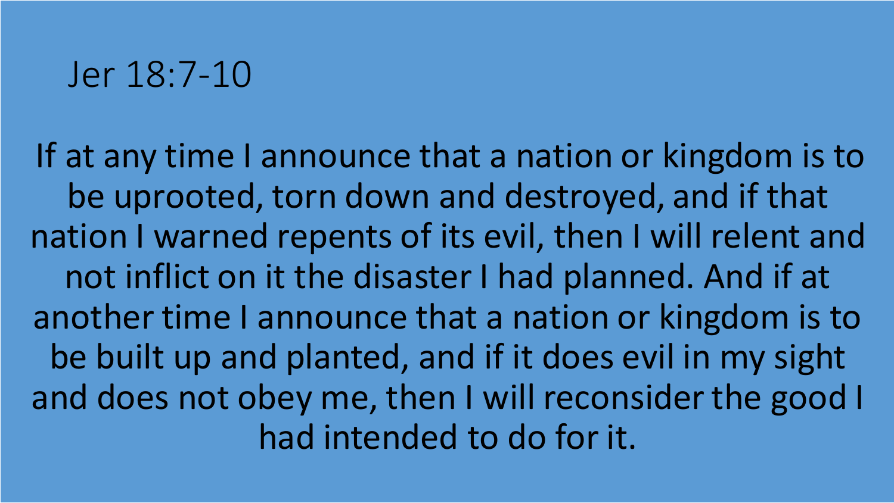# Jer 18:7-10

If at any time I announce that a nation or kingdom is to be uprooted, torn down and destroyed, and if that nation I warned repents of its evil, then I will relent and not inflict on it the disaster I had planned. And if at another time I announce that a nation or kingdom is to be built up and planted, and if it does evil in my sight and does not obey me, then I will reconsider the good I had intended to do for it.